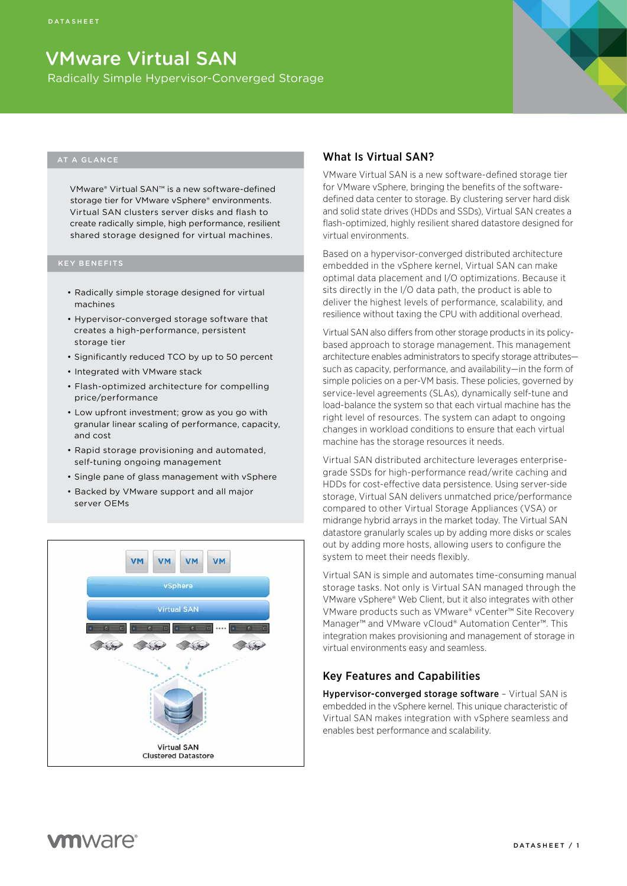DATASHEET

# VMware Virtual SAN

Radically Simple Hypervisor-Converged Storage

## AT A GLANCE

VMware® Virtual SAN™ is a new software-defined storage tier for VMware vSphere® environments. Virtual SAN clusters server disks and flash to create radically simple, high performance, resilient shared storage designed for virtual machines.

## KEY BENEFITS

- Radically simple storage designed for virtual machines
- Hypervisor-converged storage software that creates a high-performance, persistent storage tier
- Significantly reduced TCO by up to 50 percent
- Integrated with VMware stack
- Flash-optimized architecture for compelling price/performance
- Low upfront investment; grow as you go with granular linear scaling of performance, capacity, and cost
- Rapid storage provisioning and automated, self-tuning ongoing management
- Single pane of glass management with vSphere
- Backed by VMware support and all major server OEMs

VM VM VM VM

vSphere

Virtual SAN

Virtual SAN Clustered Datastore

## What Is Virtual SAN?

VMware Virtual SAN is a new software-defined storage tier for VMware vSphere, bringing the benefits of the software-defined data center to storage. By clustering server hard disk and solid state drives (HDDs and SSDs), Virtual SAN creates a flash-optimized, highly resilient shared datastore designed for virtual environments.

Based on a hypervisor-converged distributed architecture embedded in the vSphere kernel, Virtual SAN can make optimal data placement and I/O optimizations. Because it sits directly in the I/O data path, the product is able to deliver the highest levels of performance, scalability, and resilience without taxing the CPU with additional overhead.

Virtual SAN also differs from other storage products in its policy-based approach to storage management. This management architecture enables administrators to specify storage attributes—such as capacity, performance, and availability—in the form of simple policies on a per-VM basis. These policies, governed by service-level agreements (SLAs), dynamically self-tune and load-balance the system so that each virtual machine has the right level of resources. The system can adapt to ongoing changes in workload conditions to ensure that each virtual machine has the storage resources it needs.

Virtual SAN distributed architecture leverages enterprise-grade SSDs for high-performance read/write caching and HDDs for cost-effective data persistence. Using server-side storage, Virtual SAN delivers unmatched price/performance compared to other Virtual Storage Appliances (VSA) or midrange hybrid arrays in the market today. The Virtual SAN datastore granularly scales up by adding more disks or scales out by adding more hosts, allowing users to configure the system to meet their needs flexibly.

Virtual SAN is simple and automates time-consuming manual storage tasks. Not only is Virtual SAN managed through the VMware vSphere® Web Client, but it also integrates with other VMware products such as VMware® vCenter™ Site Recovery Manager™ and VMware vCloud® Automation Center™. This integration makes provisioning and management of storage in virtual environments easy and seamless.

## Key Features and Capabilities

**Hypervisor-converged storage software** – Virtual SAN is embedded in the vSphere kernel. This unique characteristic of Virtual SAN makes integration with vSphere seamless and enables best performance and scalability.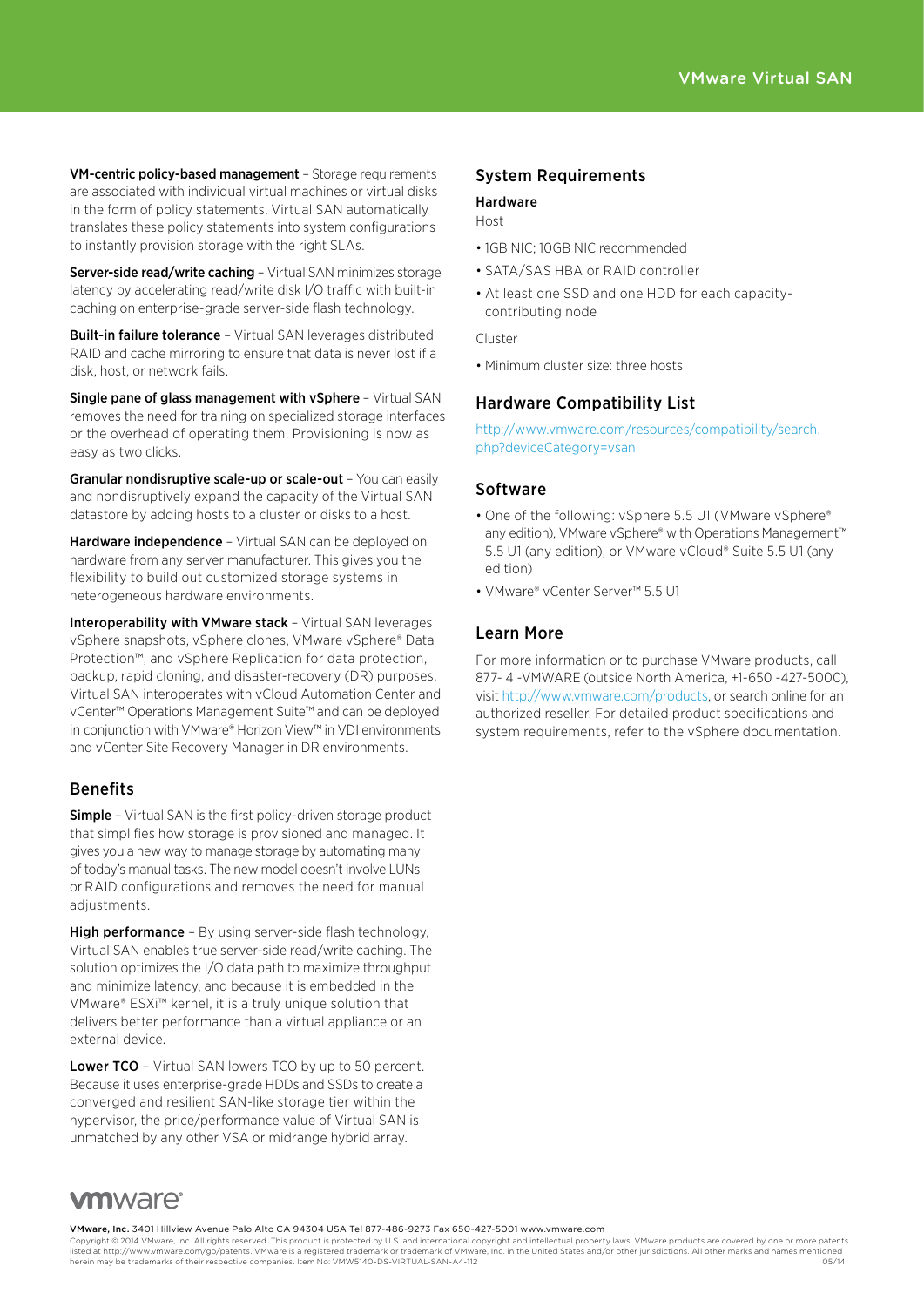**VM-centric policy-based management** – Storage requirements are associated with individual virtual machines or virtual disks in the form of policy statements. Virtual SAN automatically translates these policy statements into system configurations to instantly provision storage with the right SLAs.

**Server-side read/write caching** – Virtual SAN minimizes storage latency by accelerating read/write disk I/O traffic with built-in caching on enterprise-grade server-side flash technology.

**Built-in failure tolerance** – Virtual SAN leverages distributed RAID and cache mirroring to ensure that data is never lost if a disk, host, or network fails.

**Single pane of glass management with vSphere** – Virtual SAN removes the need for training on specialized storage interfaces or the overhead of operating them. Provisioning is now as easy as two clicks.

**Granular nondisruptive scale-up or scale-out** – You can easily and nondisruptively expand the capacity of the Virtual SAN datastore by adding hosts to a cluster or disks to a host.

**Hardware independence** – Virtual SAN can be deployed on hardware from any server manufacturer. This gives you the flexibility to build out customized storage systems in heterogeneous hardware environments.

**Interoperability with VMware stack** – Virtual SAN leverages vSphere snapshots, vSphere clones, VMware vSphere® Data Protection™, and vSphere Replication for data protection, backup, rapid cloning, and disaster-recovery (DR) purposes. Virtual SAN interoperates with vCloud Automation Center and vCenter™ Operations Management Suite™ and can be deployed in conjunction with VMware® Horizon View™ in VDI environments and vCenter Site Recovery Manager in DR environments.

## Benefits

**Simple** – Virtual SAN is the first policy-driven storage product that simplifies how storage is provisioned and managed. It gives you a new way to manage storage by automating many of today's manual tasks. The new model doesn't involve LUNs or RAID configurations and removes the need for manual adjustments.

**High performance** – By using server-side flash technology, Virtual SAN enables true server-side read/write caching. The solution optimizes the I/O data path to maximize throughput and minimize latency, and because it is embedded in the VMware® ESXi™ kernel, it is a truly unique solution that delivers better performance than a virtual appliance or an external device.

**Lower TCO** – Virtual SAN lowers TCO by up to 50 percent. Because it uses enterprise-grade HDDs and SSDs to create a converged and resilient SAN-like storage tier within the hypervisor, the price/performance value of Virtual SAN is unmatched by any other VSA or midrange hybrid array.

## System Requirements

### Hardware

Host

- 1GB NIC; 10GB NIC recommended
- SATA/SAS HBA or RAID controller
- At least one SSD and one HDD for each capacity-contributing node

Cluster

- Minimum cluster size: three hosts

## Hardware Compatibility List

http://www.vmware.com/resources/compatibility/search.php?deviceCategory=vsan

## Software

- One of the following: vSphere 5.5 U1 (VMware vSphere® any edition), VMware vSphere® with Operations Management™ 5.5 U1 (any edition), or VMware vCloud® Suite 5.5 U1 (any edition)
- VMware® vCenter Server™ 5.5 U1

## Learn More

For more information or to purchase VMware products, call 877- 4 -VMWARE (outside North America, +1-650 -427-5000), visit http://www.vmware.com/products, or search online for an authorized reseller. For detailed product specifications and system requirements, refer to the vSphere documentation.

**VMware, Inc.** 3401 Hillview Avenue Palo Alto CA 94304 USA Tel 877-486-9273 Fax 650-427-5001 www.vmware.com
Copyright © 2014 VMware, Inc. All rights reserved. This product is protected by U.S. and international copyright and intellectual property laws. VMware products are covered by one or more patents listed at http://www.vmware.com/go/patents. VMware is a registered trademark or trademark of VMware, Inc. in the United States and/or other jurisdictions. All other marks and names mentioned herein may be trademarks of their respective companies. Item No: VMW5140-DS-VIRTUAL-SAN-A4-112 05/14